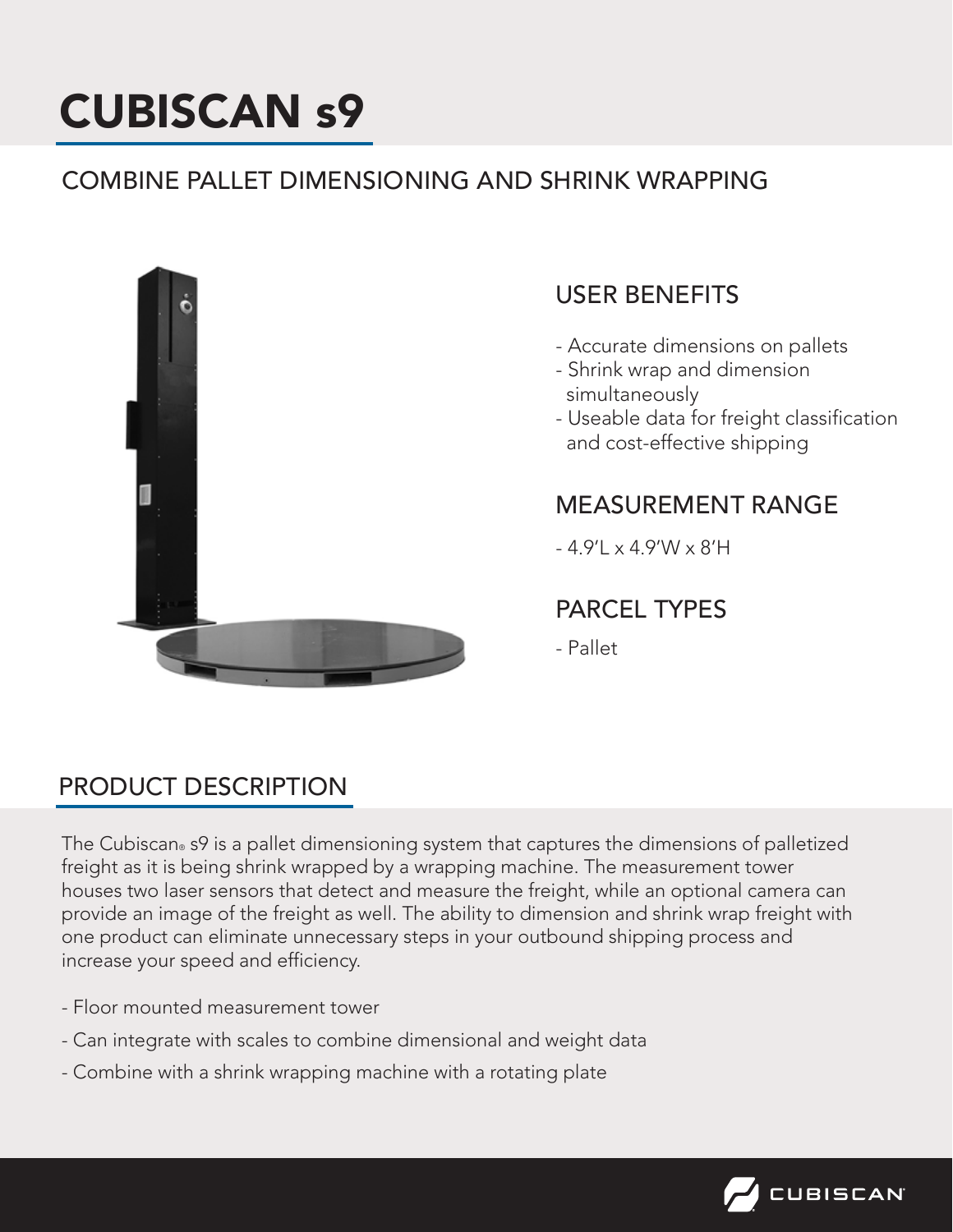# CUBISCAN s9

## COMBINE PALLET DIMENSIONING AND SHRINK WRAPPING

### USER BENEFITS

- Accurate dimensions on pallets
- Shrink wrap and dimension simultaneously
- Useable data for freight classification and cost-effective shipping

### MEASUREMENT RANGE

- 4.9'L x 4.9'W x 8'H

### PARCEL TYPES

- Pallet

## PRODUCT DESCRIPTION

The Cubiscan® s9 is a pallet dimensioning system that captures the dimensions of palletized freight as it is being shrink wrapped by a wrapping machine. The measurement tower houses two laser sensors that detect and measure the freight, while an optional camera can provide an image of the freight as well. The ability to dimension and shrink wrap freight with one product can eliminate unnecessary steps in your outbound shipping process and increase your speed and efficiency.

- Floor mounted measurement tower
- Can integrate with scales to combine dimensional and weight data
- Combine with a shrink wrapping machine with a rotating plate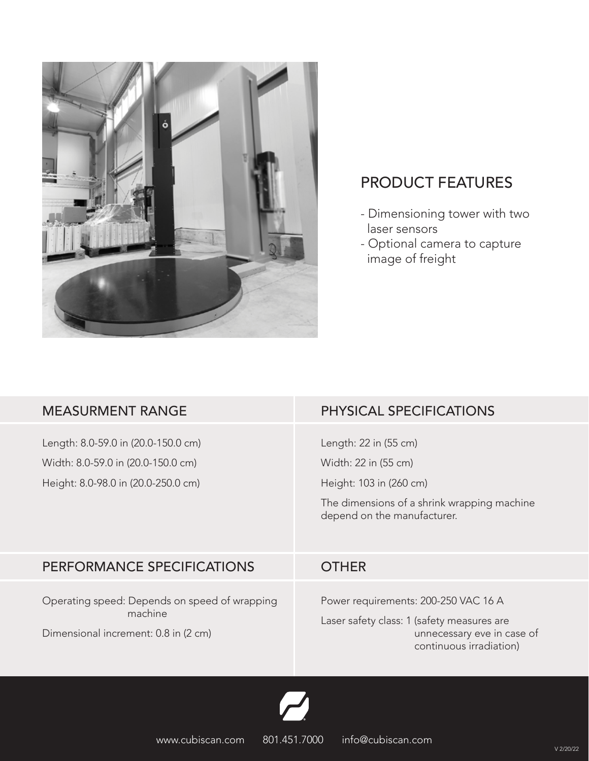## PRODUCT FEATURES

- Dimensioning tower with two laser sensors
- Optional camera to capture image of freight

## MEASURMENT RANGE

Length: 8.0-59.0 in (20.0-150.0 cm)

Width: 8.0-59.0 in (20.0-150.0 cm)

Height: 8.0-98.0 in (20.0-250.0 cm)

## PHYSICAL SPECIFICATIONS

Length: 22 in (55 cm)

Width: 22 in (55 cm)

Height: 103 in (260 cm)

The dimensions of a shrink wrapping machine depend on the manufacturer.

## PERFORMANCE SPECIFICATIONS

Operating speed: Depends on speed of wrapping machine

Dimensional increment: 0.8 in (2 cm)

## OTHER

Power requirements: 200-250 VAC 16 A

Laser safety class: 1 (safety measures are unnecessary eve in case of continuous irradiation)

www.cubiscan.com 801.451.7000 info@cubiscan.com

V 2/20/22